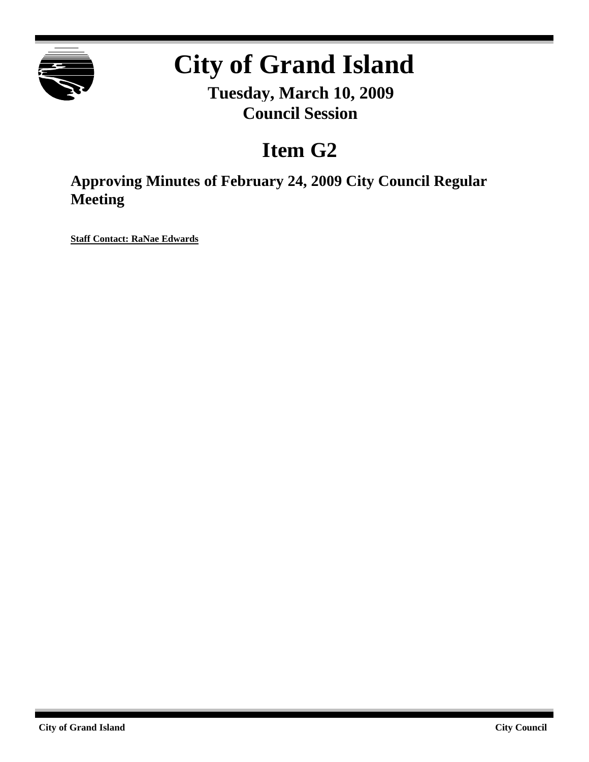# City of Grand Island

**Tuesday, March 10, 2009**
**Council Session**

## Item G2

### Approving Minutes of February 24, 2009 City Council Regular Meeting

**Staff Contact: RaNae Edwards**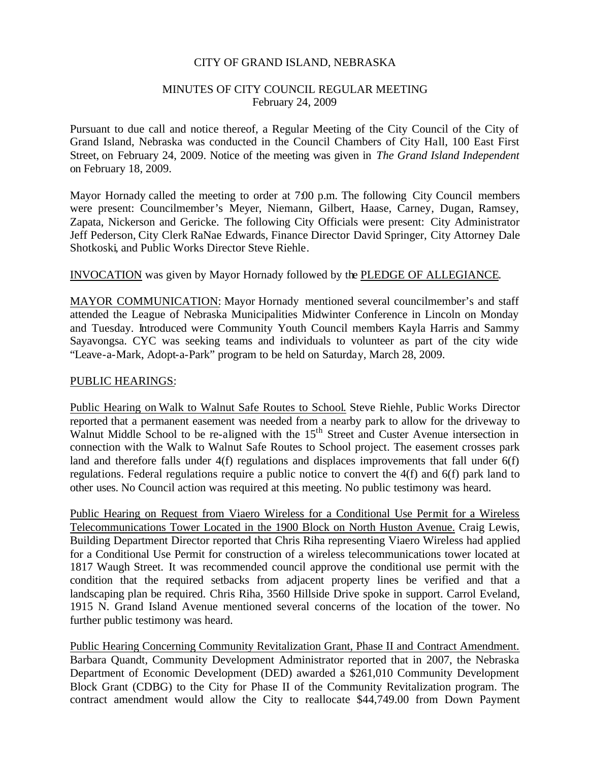CITY OF GRAND ISLAND, NEBRASKA

MINUTES OF CITY COUNCIL REGULAR MEETING
February 24, 2009

Pursuant to due call and notice thereof, a Regular Meeting of the City Council of the City of Grand Island, Nebraska was conducted in the Council Chambers of City Hall, 100 East First Street, on February 24, 2009. Notice of the meeting was given in *The Grand Island Independent* on February 18, 2009.

Mayor Hornady called the meeting to order at 7:00 p.m. The following City Council members were present: Councilmember's Meyer, Niemann, Gilbert, Haase, Carney, Dugan, Ramsey, Zapata, Nickerson and Gericke. The following City Officials were present: City Administrator Jeff Pederson, City Clerk RaNae Edwards, Finance Director David Springer, City Attorney Dale Shotkoski, and Public Works Director Steve Riehle.

INVOCATION was given by Mayor Hornady followed by the PLEDGE OF ALLEGIANCE.

MAYOR COMMUNICATION: Mayor Hornady mentioned several councilmember's and staff attended the League of Nebraska Municipalities Midwinter Conference in Lincoln on Monday and Tuesday. Introduced were Community Youth Council members Kayla Harris and Sammy Sayavongsa. CYC was seeking teams and individuals to volunteer as part of the city wide "Leave-a-Mark, Adopt-a-Park" program to be held on Saturday, March 28, 2009.

PUBLIC HEARINGS:

Public Hearing on Walk to Walnut Safe Routes to School. Steve Riehle, Public Works Director reported that a permanent easement was needed from a nearby park to allow for the driveway to Walnut Middle School to be re-aligned with the 15th Street and Custer Avenue intersection in connection with the Walk to Walnut Safe Routes to School project. The easement crosses park land and therefore falls under 4(f) regulations and displaces improvements that fall under 6(f) regulations. Federal regulations require a public notice to convert the 4(f) and 6(f) park land to other uses. No Council action was required at this meeting. No public testimony was heard.

Public Hearing on Request from Viaero Wireless for a Conditional Use Permit for a Wireless Telecommunications Tower Located in the 1900 Block on North Huston Avenue. Craig Lewis, Building Department Director reported that Chris Riha representing Viaero Wireless had applied for a Conditional Use Permit for construction of a wireless telecommunications tower located at 1817 Waugh Street. It was recommended council approve the conditional use permit with the condition that the required setbacks from adjacent property lines be verified and that a landscaping plan be required. Chris Riha, 3560 Hillside Drive spoke in support. Carrol Eveland, 1915 N. Grand Island Avenue mentioned several concerns of the location of the tower. No further public testimony was heard.

Public Hearing Concerning Community Revitalization Grant, Phase II and Contract Amendment. Barbara Quandt, Community Development Administrator reported that in 2007, the Nebraska Department of Economic Development (DED) awarded a $261,010 Community Development Block Grant (CDBG) to the City for Phase II of the Community Revitalization program. The contract amendment would allow the City to reallocate $44,749.00 from Down Payment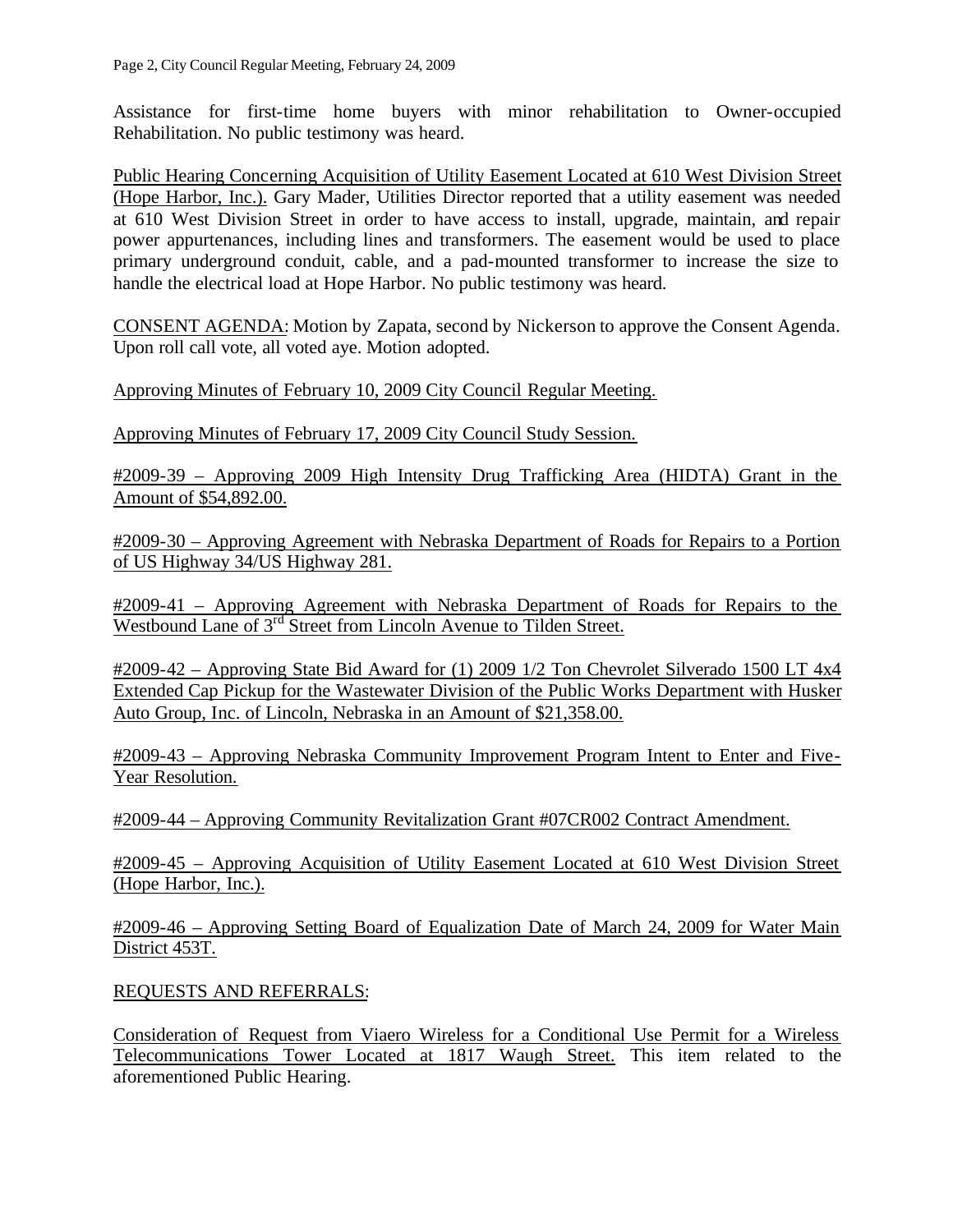Assistance for first-time home buyers with minor rehabilitation to Owner-occupied Rehabilitation. No public testimony was heard.

Public Hearing Concerning Acquisition of Utility Easement Located at 610 West Division Street (Hope Harbor, Inc.). Gary Mader, Utilities Director reported that a utility easement was needed at 610 West Division Street in order to have access to install, upgrade, maintain, and repair power appurtenances, including lines and transformers. The easement would be used to place primary underground conduit, cable, and a pad-mounted transformer to increase the size to handle the electrical load at Hope Harbor. No public testimony was heard.

CONSENT AGENDA: Motion by Zapata, second by Nickerson to approve the Consent Agenda. Upon roll call vote, all voted aye. Motion adopted.

Approving Minutes of February 10, 2009 City Council Regular Meeting.

Approving Minutes of February 17, 2009 City Council Study Session.

#2009-39 – Approving 2009 High Intensity Drug Trafficking Area (HIDTA) Grant in the Amount of $54,892.00.

#2009-30 – Approving Agreement with Nebraska Department of Roads for Repairs to a Portion of US Highway 34/US Highway 281.

#2009-41 – Approving Agreement with Nebraska Department of Roads for Repairs to the Westbound Lane of 3rd Street from Lincoln Avenue to Tilden Street.

#2009-42 – Approving State Bid Award for (1) 2009 1/2 Ton Chevrolet Silverado 1500 LT 4x4 Extended Cap Pickup for the Wastewater Division of the Public Works Department with Husker Auto Group, Inc. of Lincoln, Nebraska in an Amount of $21,358.00.

#2009-43 – Approving Nebraska Community Improvement Program Intent to Enter and Five-Year Resolution.

#2009-44 – Approving Community Revitalization Grant #07CR002 Contract Amendment.

#2009-45 – Approving Acquisition of Utility Easement Located at 610 West Division Street (Hope Harbor, Inc.).

#2009-46 – Approving Setting Board of Equalization Date of March 24, 2009 for Water Main District 453T.

REQUESTS AND REFERRALS:

Consideration of Request from Viaero Wireless for a Conditional Use Permit for a Wireless Telecommunications Tower Located at 1817 Waugh Street. This item related to the aforementioned Public Hearing.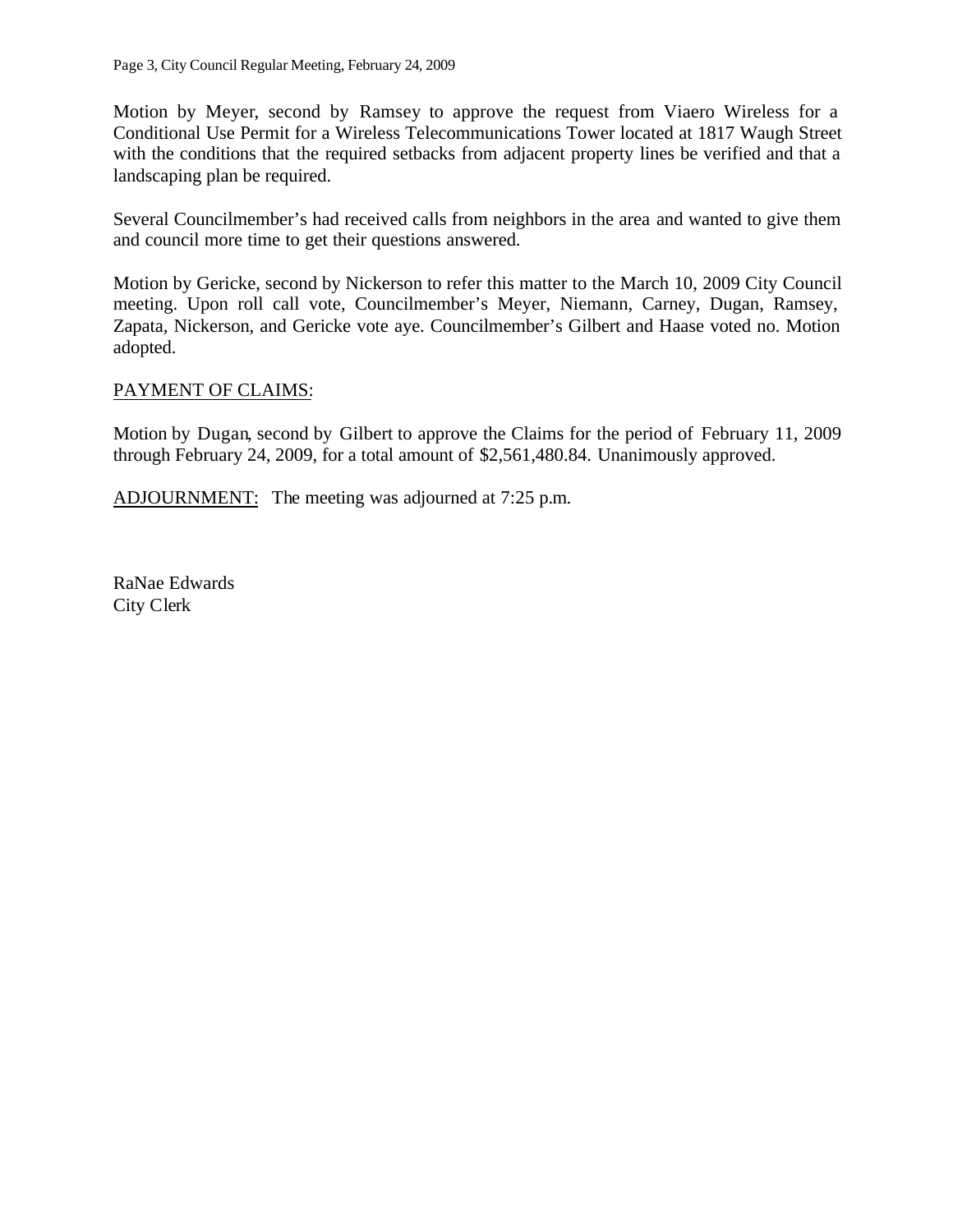Motion by Meyer, second by Ramsey to approve the request from Viaero Wireless for a Conditional Use Permit for a Wireless Telecommunications Tower located at 1817 Waugh Street with the conditions that the required setbacks from adjacent property lines be verified and that a landscaping plan be required.

Several Councilmember's had received calls from neighbors in the area and wanted to give them and council more time to get their questions answered.

Motion by Gericke, second by Nickerson to refer this matter to the March 10, 2009 City Council meeting. Upon roll call vote, Councilmember's Meyer, Niemann, Carney, Dugan, Ramsey, Zapata, Nickerson, and Gericke vote aye. Councilmember's Gilbert and Haase voted no. Motion adopted.

PAYMENT OF CLAIMS:

Motion by Dugan, second by Gilbert to approve the Claims for the period of February 11, 2009 through February 24, 2009, for a total amount of $2,561,480.84. Unanimously approved.

ADJOURNMENT: The meeting was adjourned at 7:25 p.m.

RaNae Edwards
City Clerk